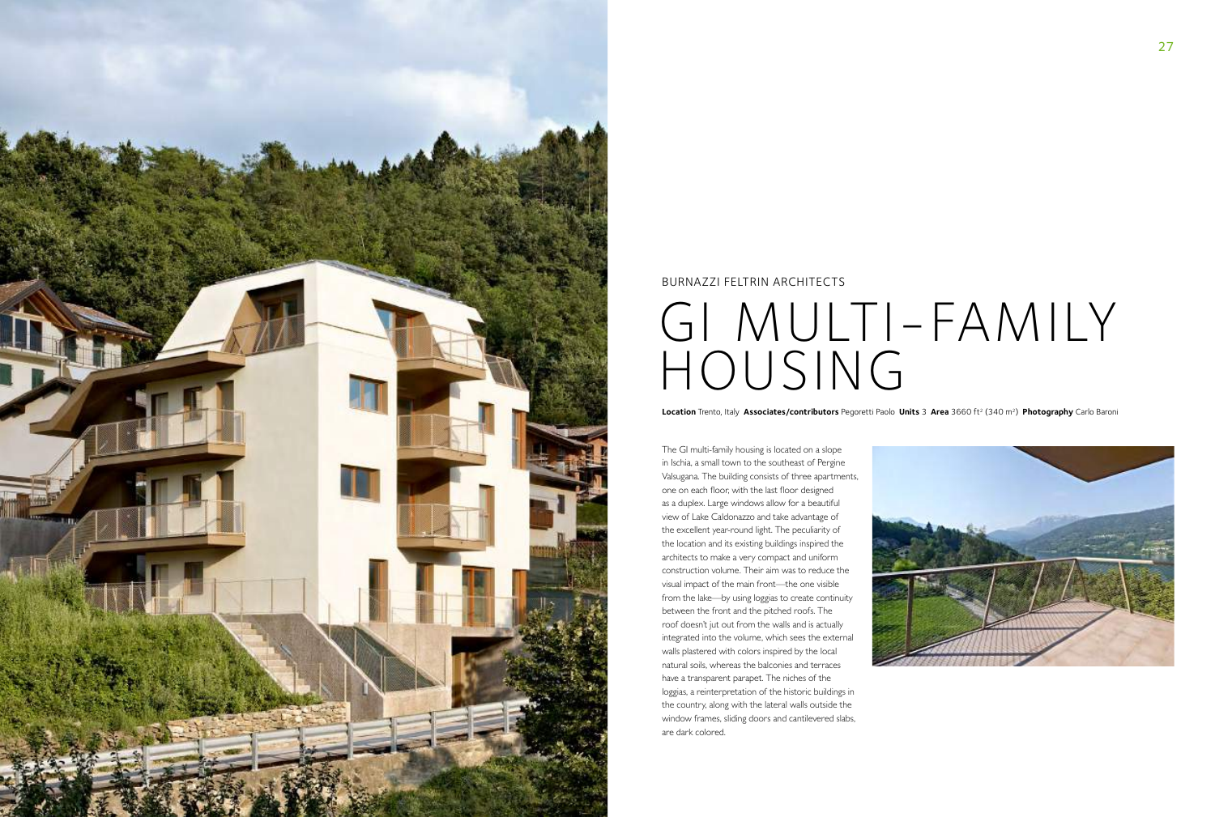BURNAZZI FELTRIN ARCHITECTS

# GI MULTI-FAMILY HOUSING

**Location** Trento, Italy **Associates/contributors** Pegoretti Paolo **Units** 3 **Area** 3660 ft² (340 m²) **Photography** Carlo Baroni

The GI multi-family housing is located on a slope in Ischia, a small town to the southeast of Pergine Valsugana. The building consists of three apartments, one on each floor, with the last floor designed as a duplex. Large windows allow for a beautiful view of Lake Caldonazzo and take advantage of the excellent year-round light. The peculiarity of the location and its existing buildings inspired the architects to make a very compact and uniform construction volume. Their aim was to reduce the visual impact of the main front—the one visible from the lake—by using loggias to create continuity between the front and the pitched roofs. The roof doesn't jut out from the walls and is actually integrated into the volume, which sees the external walls plastered with colors inspired by the local natural soils, whereas the balconies and terraces have a transparent parapet. The niches of the loggias, a reinterpretation of the historic buildings in the country, along with the lateral walls outside the window frames, sliding doors and cantilevered slabs, are dark colored.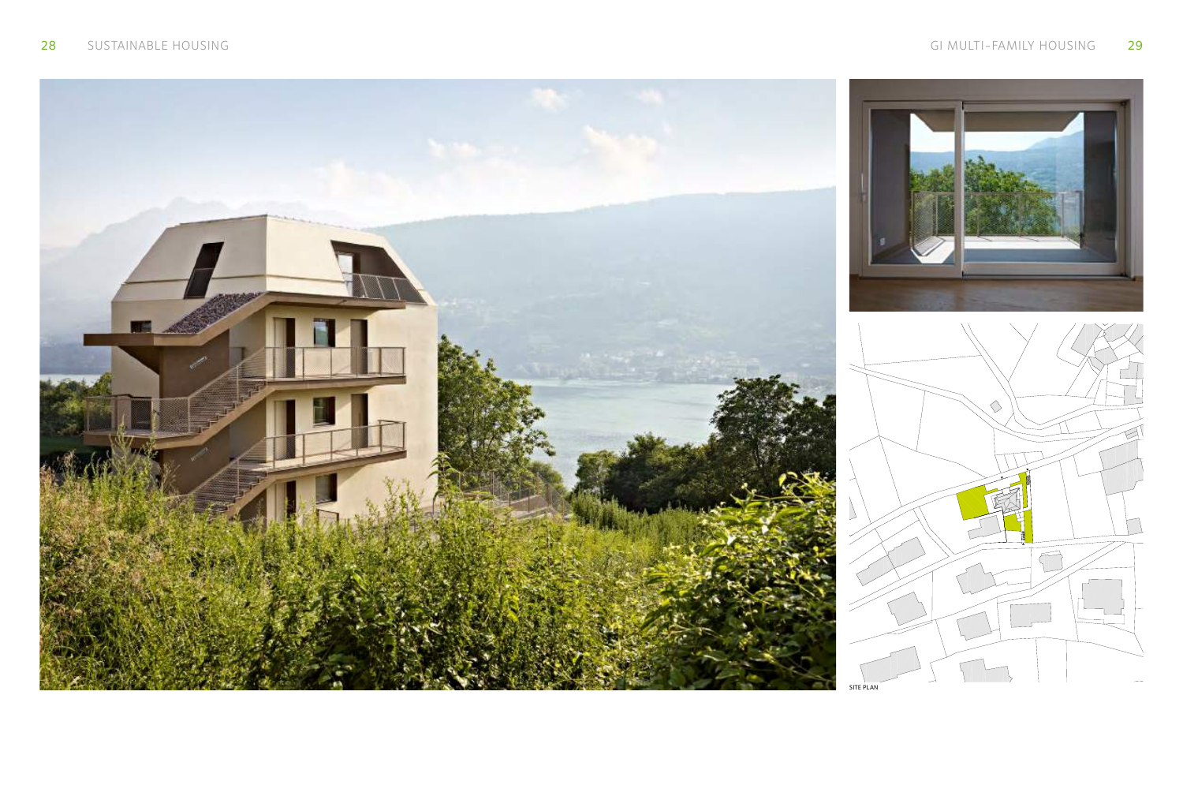SITE PLAN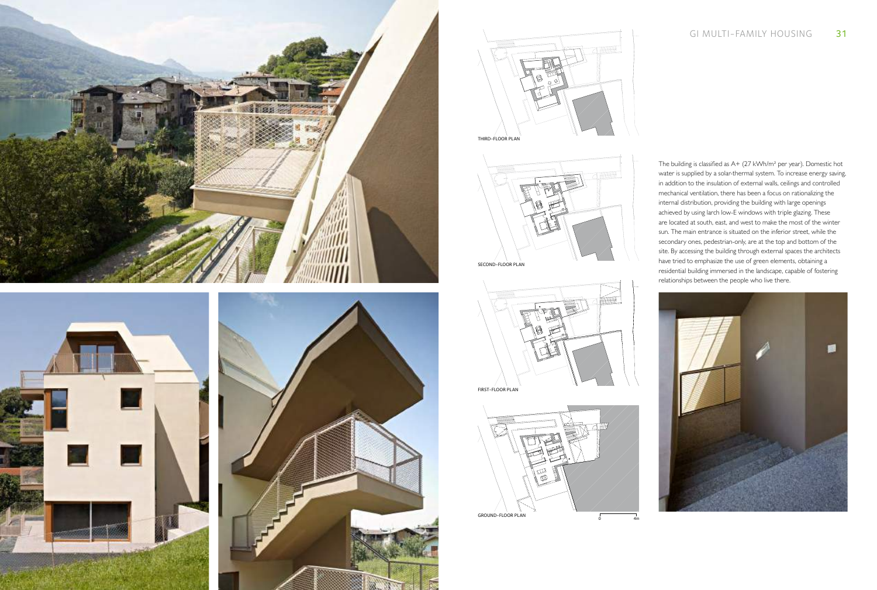THIRD-FLOOR PLAN

SECOND-FLOOR PLAN

FIRST-FLOOR PLAN

GROUND-FLOOR PLAN

0 4m

The building is classified as A+ (27 kWh/m² per year). Domestic hot water is supplied by a solar-thermal system. To increase energy saving, in addition to the insulation of external walls, ceilings and controlled mechanical ventilation, there has been a focus on rationalizing the internal distribution, providing the building with large openings achieved by using larch low-E windows with triple glazing. These are located at south, east, and west to make the most of the winter sun. The main entrance is situated on the inferior street, while the secondary ones, pedestrian-only, are at the top and bottom of the site. By accessing the building through external spaces the architects have tried to emphasize the use of green elements, obtaining a residential building immersed in the landscape, capable of fostering relationships between the people who live there.